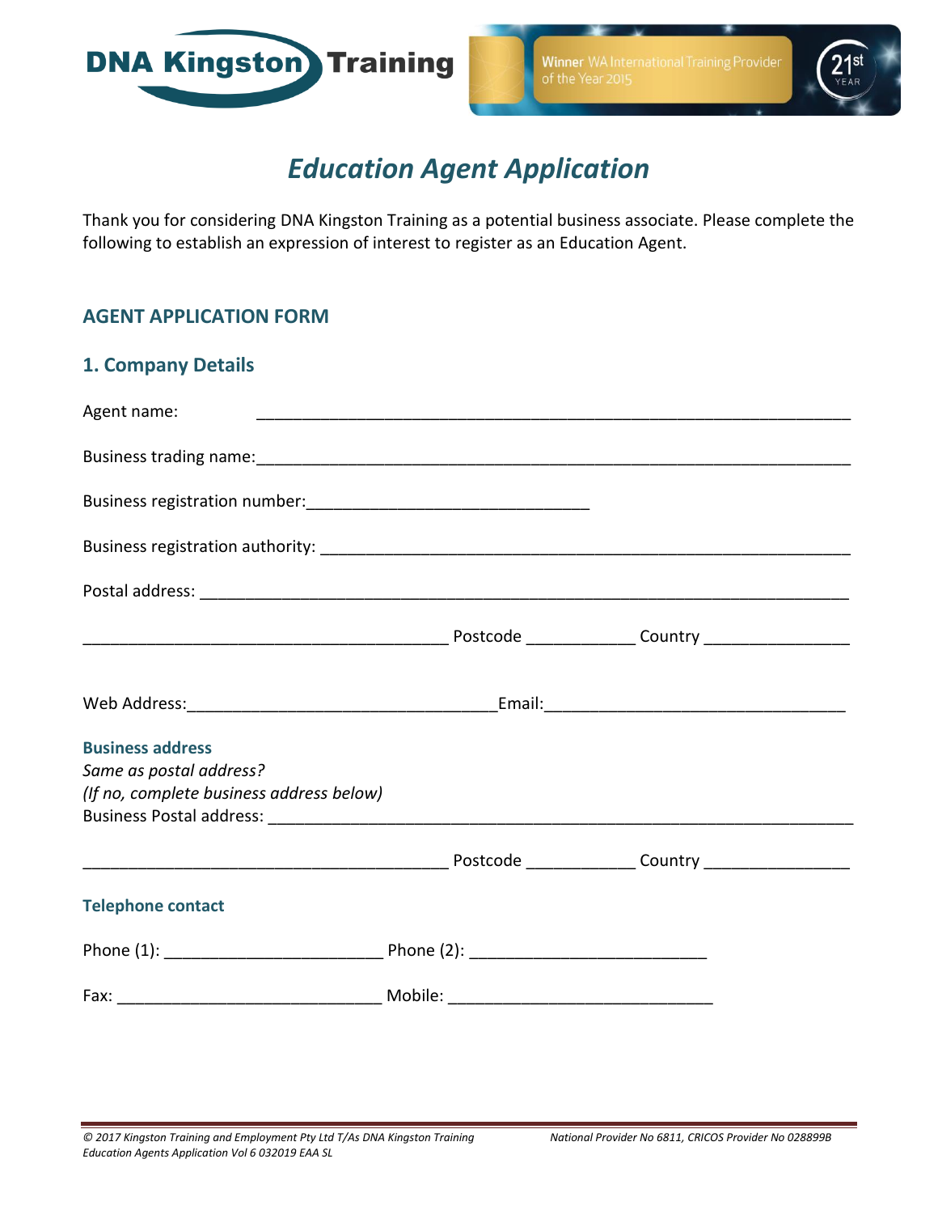DNA Kingston Training

Winner WA International Training Provider of the Year 2015

21st YEAR

# *Education Agent Application*

Thank you for considering DNA Kingston Training as a potential business associate. Please complete the following to establish an expression of interest to register as an Education Agent.

## AGENT APPLICATION FORM

### 1. Company Details

Agent name: ________________________________________________________________

Business trading name: ________________________________________________________________

Business registration number: _______________________________

Business registration authority: ________________________________________________________

Postal address: ________________________________________________________________

________________________________________ Postcode ___________ Country _______________

Web Address: ________________________________ Email: ________________________________

**Business address**

*Same as postal address?*

*(If no, complete business address below)*

Business Postal address: ________________________________________________________

________________________________________ Postcode ___________ Country _______________

**Telephone contact**

Phone (1): _______________________ Phone (2): _________________________

Fax: ____________________________ Mobile: ____________________________

*© 2017 Kingston Training and Employment Pty Ltd T/As DNA Kingston Training*
*Education Agents Application Vol 6 032019 EAA SL*

*National Provider No 6811, CRICOS Provider No 028899B*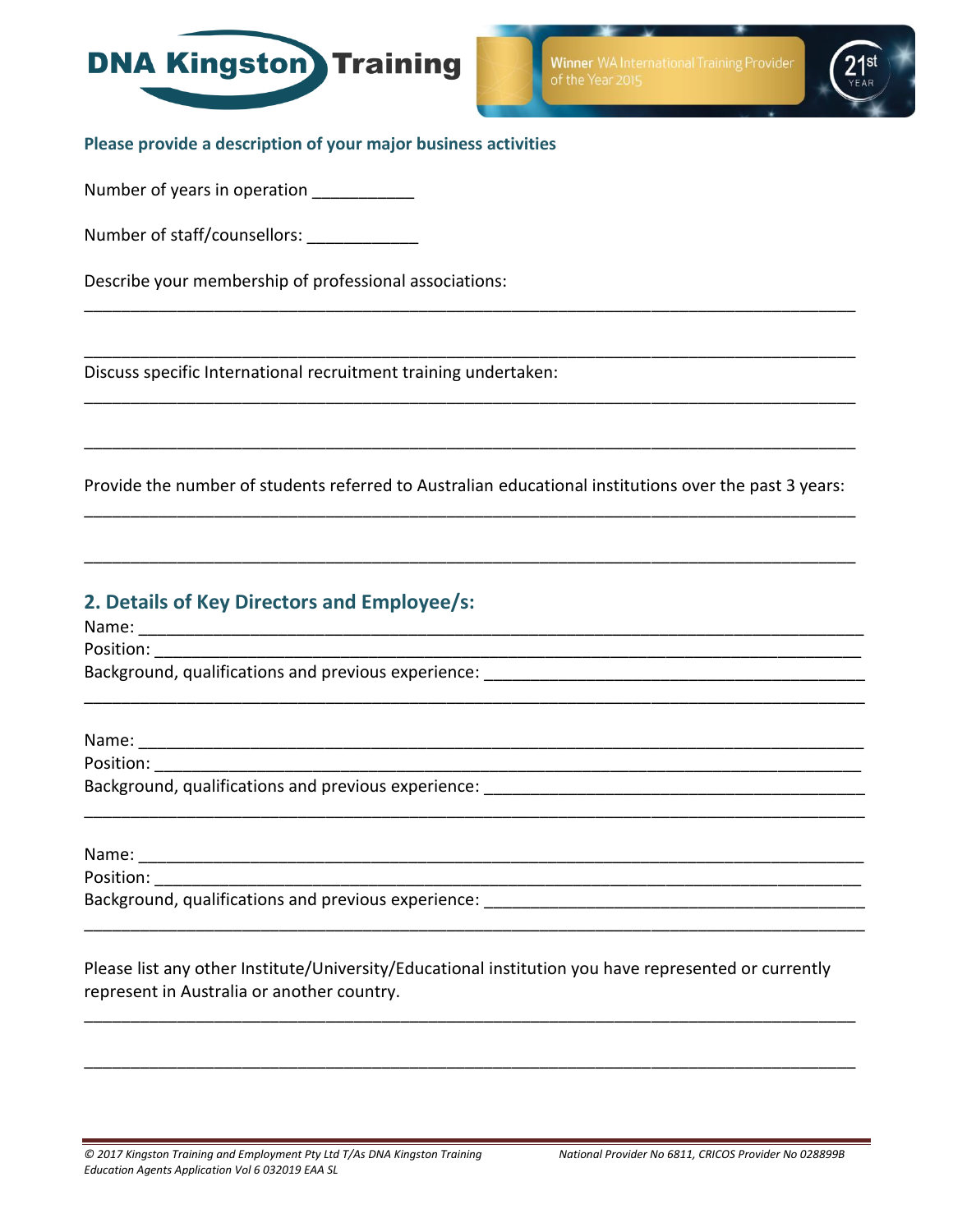**Please provide a description of your major business activities**

Number of years in operation ___________

Number of staff/counsellors: ____________

Describe your membership of professional associations:

_______________________________________________________________________________

_______________________________________________________________________________

Discuss specific International recruitment training undertaken:

_______________________________________________________________________________

_______________________________________________________________________________

Provide the number of students referred to Australian educational institutions over the past 3 years:

_______________________________________________________________________________

_______________________________________________________________________________

## 2. Details of Key Directors and Employee/s:

Name: _________________________________________________________________________

Position: _______________________________________________________________________

Background, qualifications and previous experience: __________________________________________

_______________________________________________________________________________

Name: _________________________________________________________________________

Position: _______________________________________________________________________

Background, qualifications and previous experience: __________________________________________

_______________________________________________________________________________

Name: _________________________________________________________________________

Position: _______________________________________________________________________

Background, qualifications and previous experience: __________________________________________

_______________________________________________________________________________

Please list any other Institute/University/Educational institution you have represented or currently represent in Australia or another country.

_______________________________________________________________________________

_______________________________________________________________________________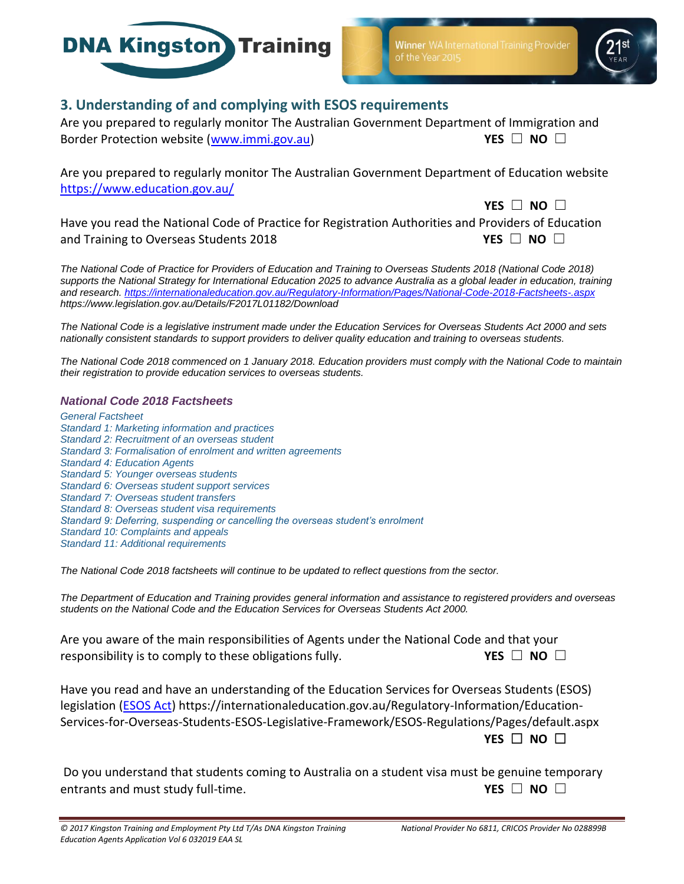## 3. Understanding of and complying with ESOS requirements

Are you prepared to regularly monitor The Australian Government Department of Immigration and Border Protection website (www.immi.gov.au) **YES** ☐ **NO** ☐

Are you prepared to regularly monitor The Australian Government Department of Education website https://www.education.gov.au/

**YES** ☐ **NO** ☐

Have you read the National Code of Practice for Registration Authorities and Providers of Education and Training to Overseas Students 2018 **YES** ☐ **NO** ☐

*The National Code of Practice for Providers of Education and Training to Overseas Students 2018 (National Code 2018) supports the National Strategy for International Education 2025 to advance Australia as a global leader in education, training and research. https://internationaleducation.gov.au/Regulatory-Information/Pages/National-Code-2018-Factsheets-.aspx https://www.legislation.gov.au/Details/F2017L01182/Download*

*The National Code is a legislative instrument made under the Education Services for Overseas Students Act 2000 and sets nationally consistent standards to support providers to deliver quality education and training to overseas students.*

*The National Code 2018 commenced on 1 January 2018. Education providers must comply with the National Code to maintain their registration to provide education services to overseas students.*

### *National Code 2018 Factsheets*

*General Factsheet*
*Standard 1: Marketing information and practices*
*Standard 2: Recruitment of an overseas student*
*Standard 3: Formalisation of enrolment and written agreements*
*Standard 4: Education Agents*
*Standard 5: Younger overseas students*
*Standard 6: Overseas student support services*
*Standard 7: Overseas student transfers*
*Standard 8: Overseas student visa requirements*
*Standard 9: Deferring, suspending or cancelling the overseas student's enrolment*
*Standard 10: Complaints and appeals*
*Standard 11: Additional requirements*

*The National Code 2018 factsheets will continue to be updated to reflect questions from the sector.*

*The Department of Education and Training provides general information and assistance to registered providers and overseas students on the National Code and the Education Services for Overseas Students Act 2000.*

Are you aware of the main responsibilities of Agents under the National Code and that your responsibility is to comply to these obligations fully. **YES** ☐ **NO** ☐

Have you read and have an understanding of the Education Services for Overseas Students (ESOS) legislation (ESOS Act) https://internationaleducation.gov.au/Regulatory-Information/Education-Services-for-Overseas-Students-ESOS-Legislative-Framework/ESOS-Regulations/Pages/default.aspx

**YES** ☐ **NO** ☐

Do you understand that students coming to Australia on a student visa must be genuine temporary entrants and must study full-time. **YES** ☐ **NO** ☐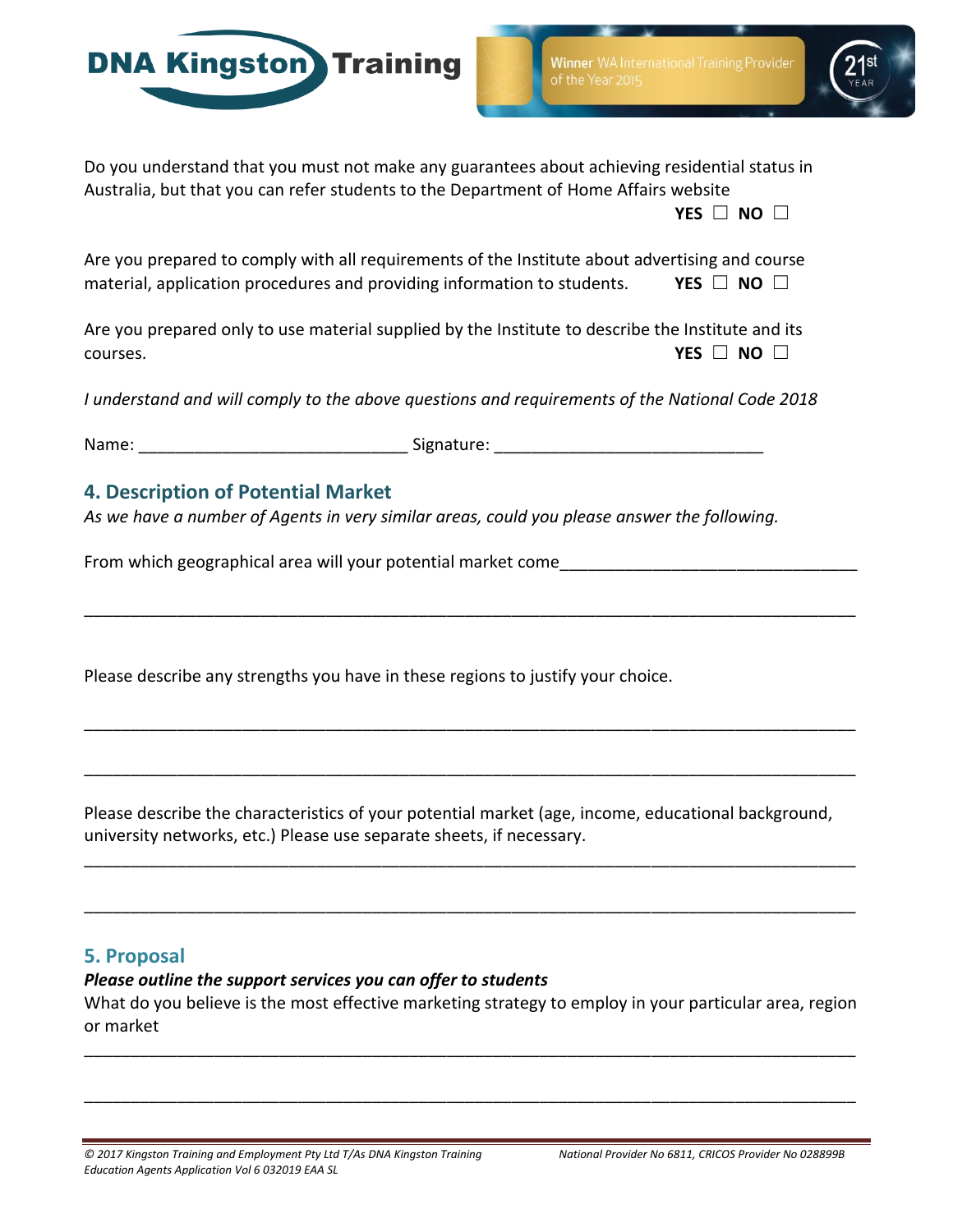Do you understand that you must not make any guarantees about achieving residential status in Australia, but that you can refer students to the Department of Home Affairs website

**YES** ☐ **NO** ☐

Are you prepared to comply with all requirements of the Institute about advertising and course material, application procedures and providing information to students. **YES** ☐ **NO** ☐

Are you prepared only to use material supplied by the Institute to describe the Institute and its courses. **YES** ☐ **NO** ☐

*I understand and will comply to the above questions and requirements of the National Code 2018*

Name: ____________________________ Signature: ____________________________

## 4. Description of Potential Market

*As we have a number of Agents in very similar areas, could you please answer the following.*

From which geographical area will your potential market come_______________________________

_____________________________________________________________________________

Please describe any strengths you have in these regions to justify your choice.

_____________________________________________________________________________

_____________________________________________________________________________

Please describe the characteristics of your potential market (age, income, educational background, university networks, etc.) Please use separate sheets, if necessary.

_____________________________________________________________________________

_____________________________________________________________________________

## 5. Proposal

***Please outline the support services you can offer to students***

What do you believe is the most effective marketing strategy to employ in your particular area, region or market

_____________________________________________________________________________

_____________________________________________________________________________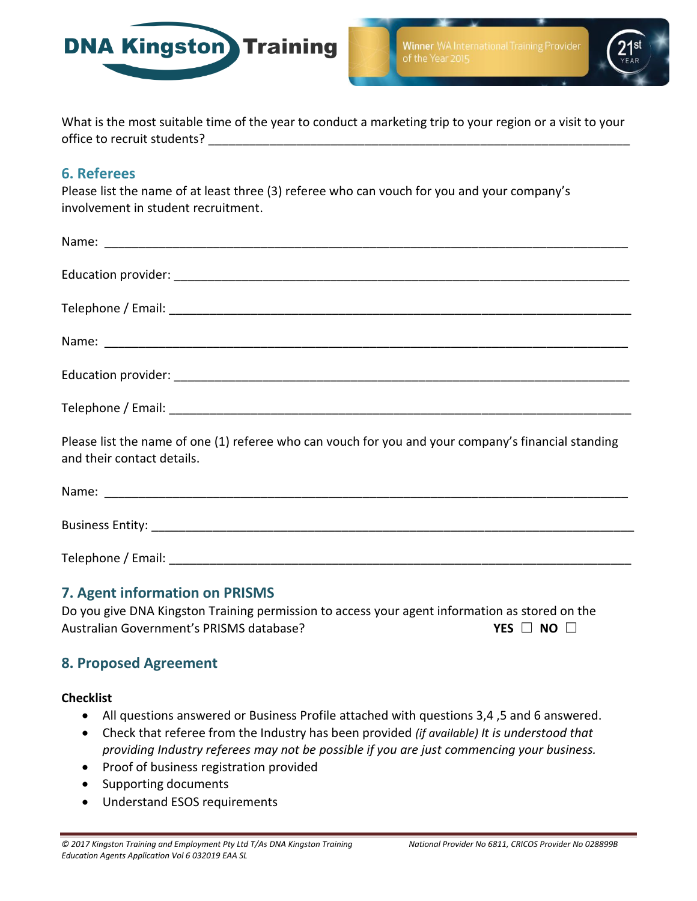What is the most suitable time of the year to conduct a marketing trip to your region or a visit to your office to recruit students? ______________________________________________________________

## 6. Referees

Please list the name of at least three (3) referee who can vouch for you and your company's involvement in student recruitment.

Name: ______________________________________________________________________________

Education provider: _____________________________________________________________________

Telephone / Email: _____________________________________________________________________

Name: ______________________________________________________________________________

Education provider: _____________________________________________________________________

Telephone / Email: _____________________________________________________________________

Please list the name of one (1) referee who can vouch for you and your company's financial standing and their contact details.

Name: ______________________________________________________________________________

Business Entity: _______________________________________________________________________

Telephone / Email: _____________________________________________________________________

## 7. Agent information on PRISMS

Do you give DNA Kingston Training permission to access your agent information as stored on the Australian Government's PRISMS database? **YES** ☐ **NO** ☐

## 8. Proposed Agreement

**Checklist**

- All questions answered or Business Profile attached with questions 3,4 ,5 and 6 answered.
- Check that referee from the Industry has been provided *(if available) It is understood that providing Industry referees may not be possible if you are just commencing your business.*
- Proof of business registration provided
- Supporting documents
- Understand ESOS requirements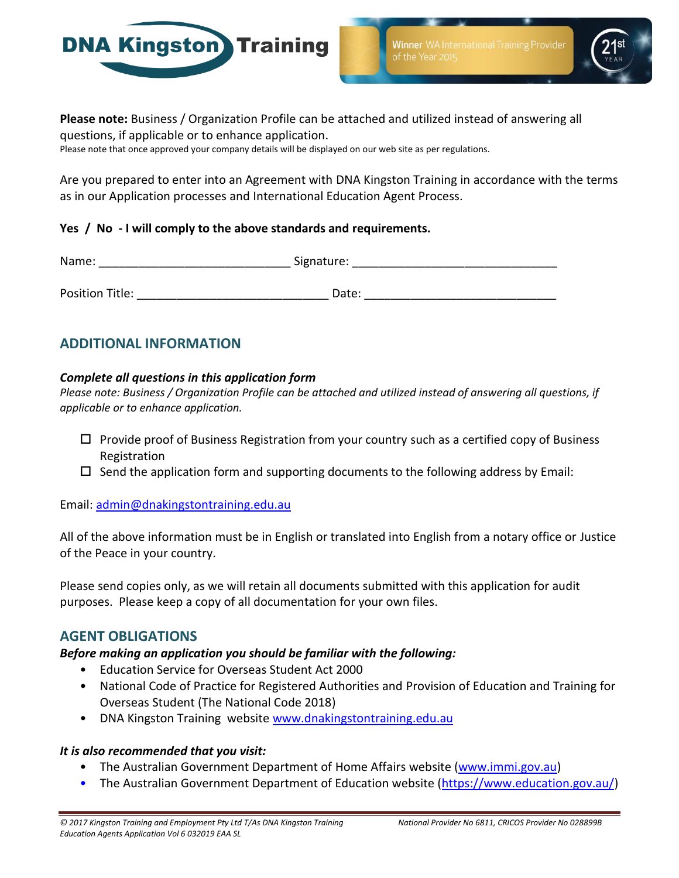**Please note:** Business / Organization Profile can be attached and utilized instead of answering all questions, if applicable or to enhance application.

Please note that once approved your company details will be displayed on our web site as per regulations.

Are you prepared to enter into an Agreement with DNA Kingston Training in accordance with the terms as in our Application processes and International Education Agent Process.

**Yes / No - I will comply to the above standards and requirements.**

Name: ____________________________ Signature: ______________________________

Position Title: ____________________________ Date: ____________________________

## ADDITIONAL INFORMATION

***Complete all questions in this application form***

*Please note: Business / Organization Profile can be attached and utilized instead of answering all questions, if applicable or to enhance application.*

- ☐ Provide proof of Business Registration from your country such as a certified copy of Business Registration
- ☐ Send the application form and supporting documents to the following address by Email:

Email: admin@dnakingstontraining.edu.au

All of the above information must be in English or translated into English from a notary office or Justice of the Peace in your country.

Please send copies only, as we will retain all documents submitted with this application for audit purposes. Please keep a copy of all documentation for your own files.

## AGENT OBLIGATIONS

***Before making an application you should be familiar with the following:***

- Education Service for Overseas Student Act 2000
- National Code of Practice for Registered Authorities and Provision of Education and Training for Overseas Student (The National Code 2018)
- DNA Kingston Training website www.dnakingstontraining.edu.au

***It is also recommended that you visit:***

- The Australian Government Department of Home Affairs website (www.immi.gov.au)
- The Australian Government Department of Education website (https://www.education.gov.au/)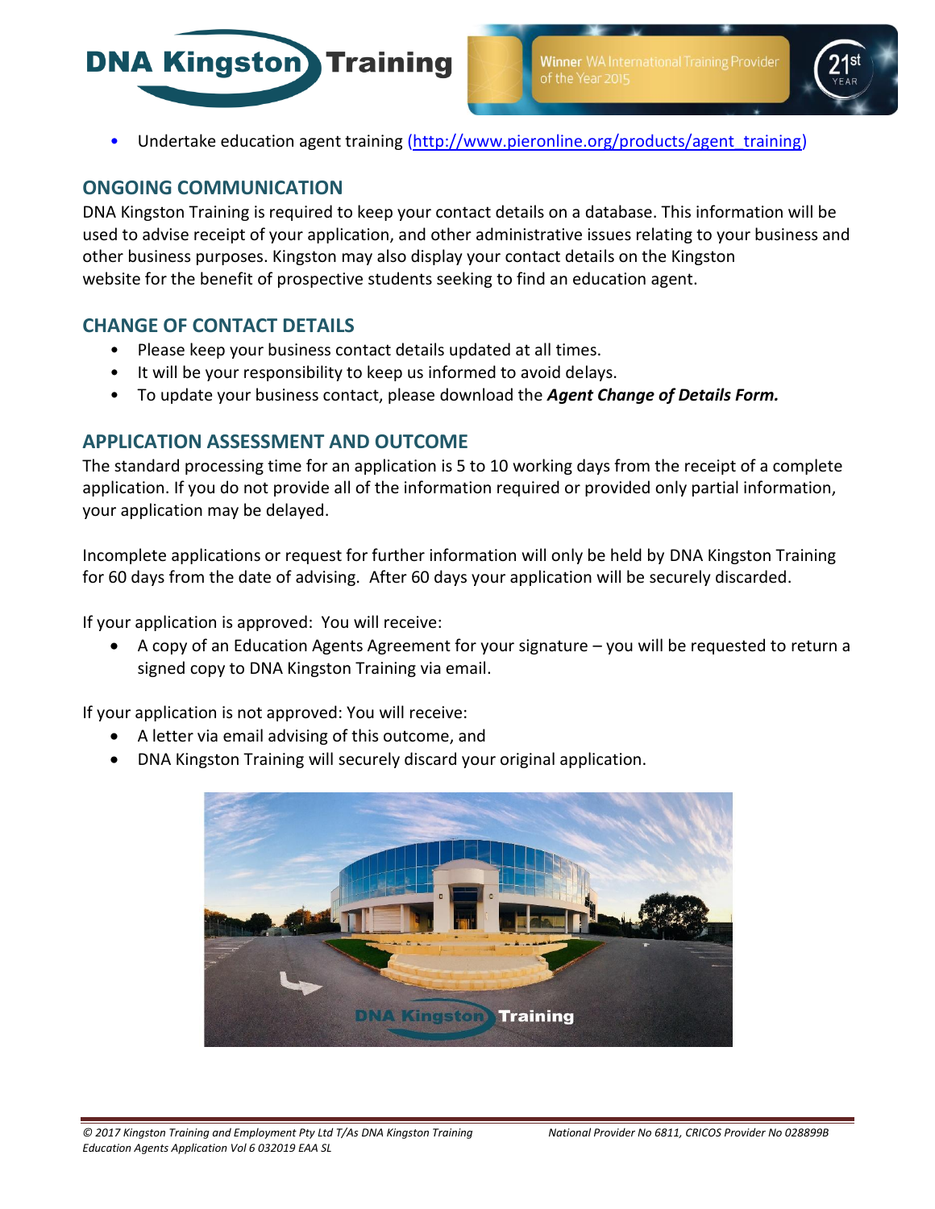- Undertake education agent training (http://www.pieronline.org/products/agent_training)

## ONGOING COMMUNICATION

DNA Kingston Training is required to keep your contact details on a database. This information will be used to advise receipt of your application, and other administrative issues relating to your business and other business purposes. Kingston may also display your contact details on the Kingston website for the benefit of prospective students seeking to find an education agent.

## CHANGE OF CONTACT DETAILS

- Please keep your business contact details updated at all times.
- It will be your responsibility to keep us informed to avoid delays.
- To update your business contact, please download the ***Agent Change of Details Form.***

## APPLICATION ASSESSMENT AND OUTCOME

The standard processing time for an application is 5 to 10 working days from the receipt of a complete application. If you do not provide all of the information required or provided only partial information, your application may be delayed.

Incomplete applications or request for further information will only be held by DNA Kingston Training for 60 days from the date of advising. After 60 days your application will be securely discarded.

If your application is approved: You will receive:

- A copy of an Education Agents Agreement for your signature – you will be requested to return a signed copy to DNA Kingston Training via email.

If your application is not approved: You will receive:

- A letter via email advising of this outcome, and
- DNA Kingston Training will securely discard your original application.